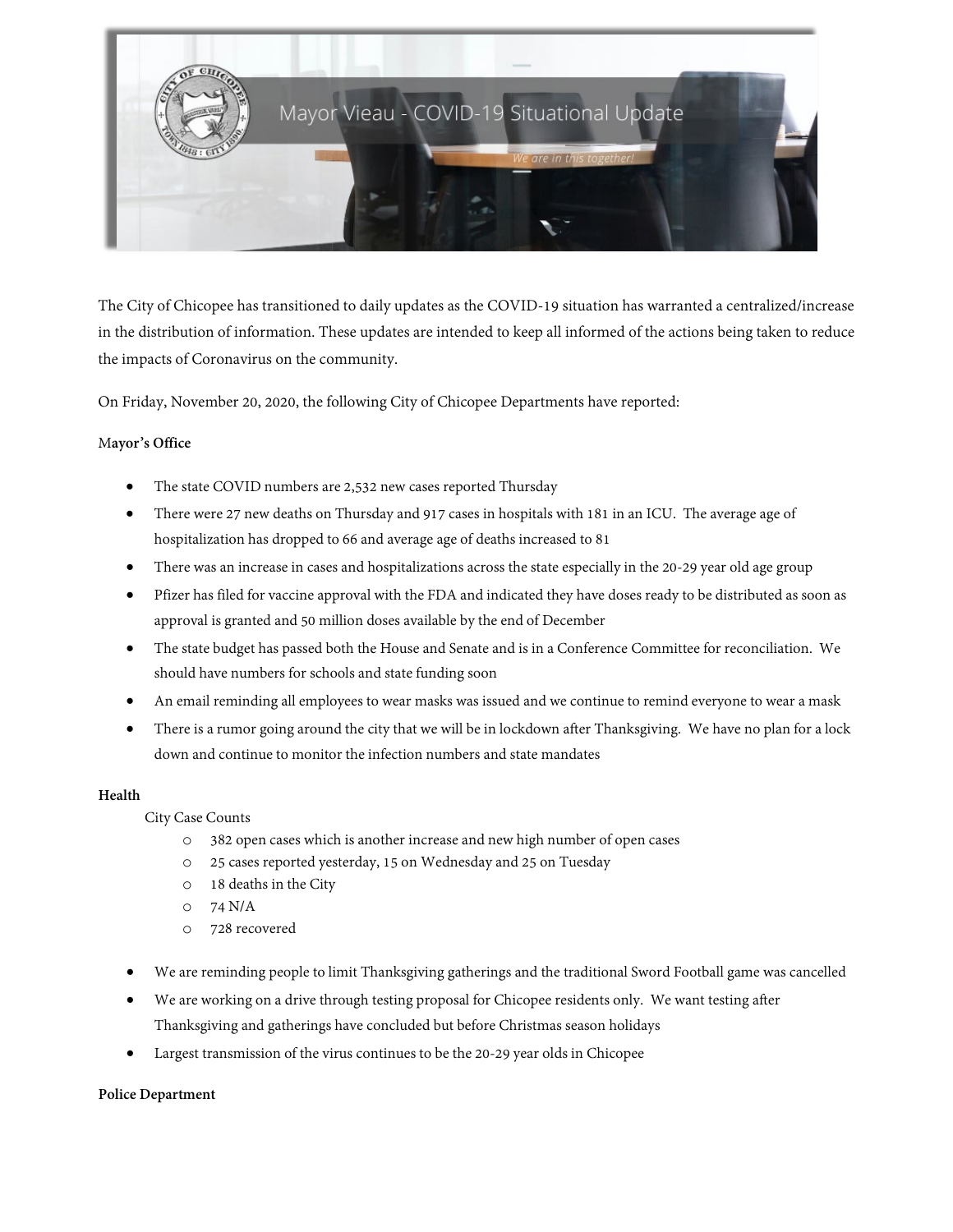Mayor Vieau - COVID-19 Situational Update

*We are in this together!*

The City of Chicopee has transitioned to daily updates as the COVID-19 situation has warranted a centralized/increase in the distribution of information. These updates are intended to keep all informed of the actions being taken to reduce the impacts of Coronavirus on the community.

On Friday, November 20, 2020, the following City of Chicopee Departments have reported:

**Mayor's Office**

- The state COVID numbers are 2,532 new cases reported Thursday
- There were 27 new deaths on Thursday and 917 cases in hospitals with 181 in an ICU. The average age of hospitalization has dropped to 66 and average age of deaths increased to 81
- There was an increase in cases and hospitalizations across the state especially in the 20-29 year old age group
- Pfizer has filed for vaccine approval with the FDA and indicated they have doses ready to be distributed as soon as approval is granted and 50 million doses available by the end of December
- The state budget has passed both the House and Senate and is in a Conference Committee for reconciliation. We should have numbers for schools and state funding soon
- An email reminding all employees to wear masks was issued and we continue to remind everyone to wear a mask
- There is a rumor going around the city that we will be in lockdown after Thanksgiving. We have no plan for a lock down and continue to monitor the infection numbers and state mandates

**Health**

City Case Counts

- 382 open cases which is another increase and new high number of open cases
- 25 cases reported yesterday, 15 on Wednesday and 25 on Tuesday
- 18 deaths in the City
- 74 N/A
- 728 recovered

- We are reminding people to limit Thanksgiving gatherings and the traditional Sword Football game was cancelled
- We are working on a drive through testing proposal for Chicopee residents only. We want testing after Thanksgiving and gatherings have concluded but before Christmas season holidays
- Largest transmission of the virus continues to be the 20-29 year olds in Chicopee

**Police Department**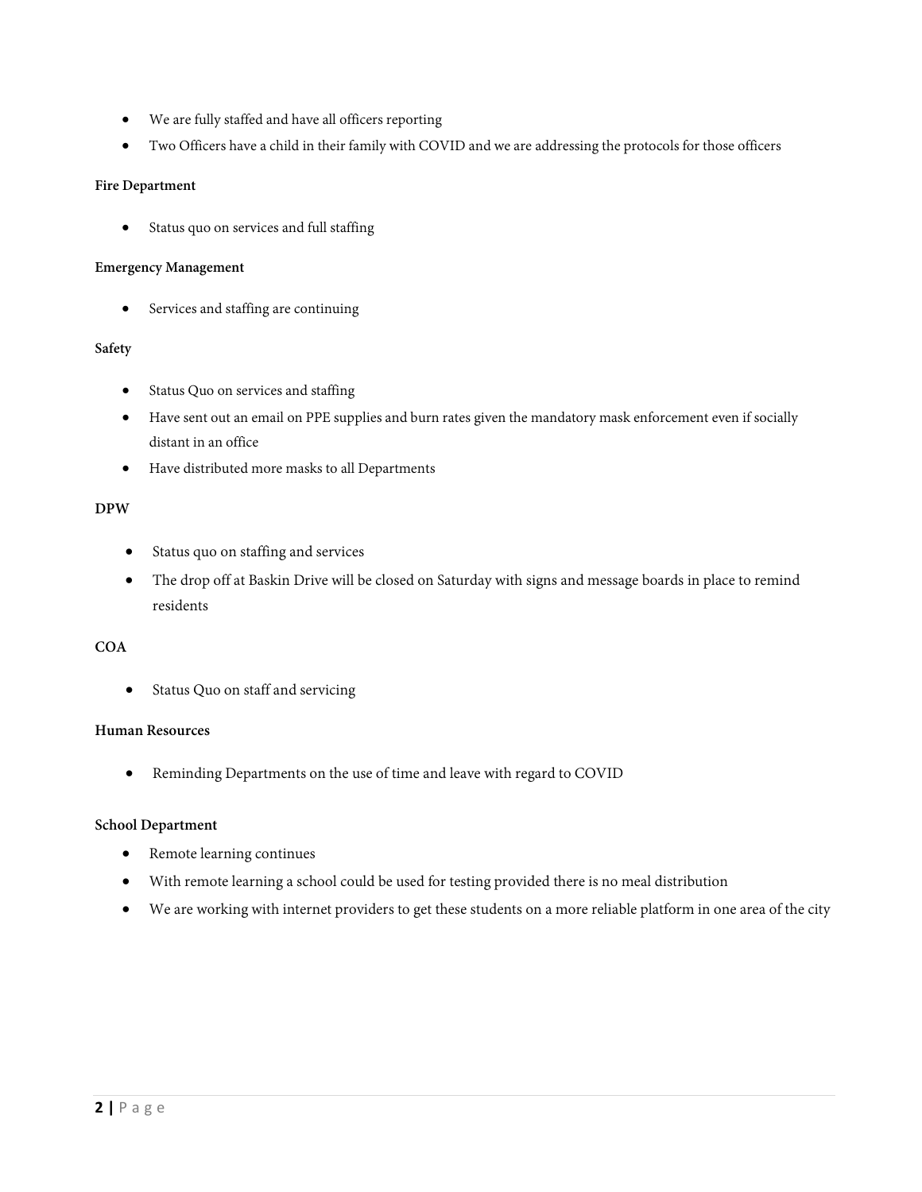- We are fully staffed and have all officers reporting
- Two Officers have a child in their family with COVID and we are addressing the protocols for those officers

**Fire Department**

- Status quo on services and full staffing

**Emergency Management**

- Services and staffing are continuing

**Safety**

- Status Quo on services and staffing
- Have sent out an email on PPE supplies and burn rates given the mandatory mask enforcement even if socially distant in an office
- Have distributed more masks to all Departments

**DPW**

- Status quo on staffing and services
- The drop off at Baskin Drive will be closed on Saturday with signs and message boards in place to remind residents

**COA**

- Status Quo on staff and servicing

**Human Resources**

- Reminding Departments on the use of time and leave with regard to COVID

**School Department**

- Remote learning continues
- With remote learning a school could be used for testing provided there is no meal distribution
- We are working with internet providers to get these students on a more reliable platform in one area of the city